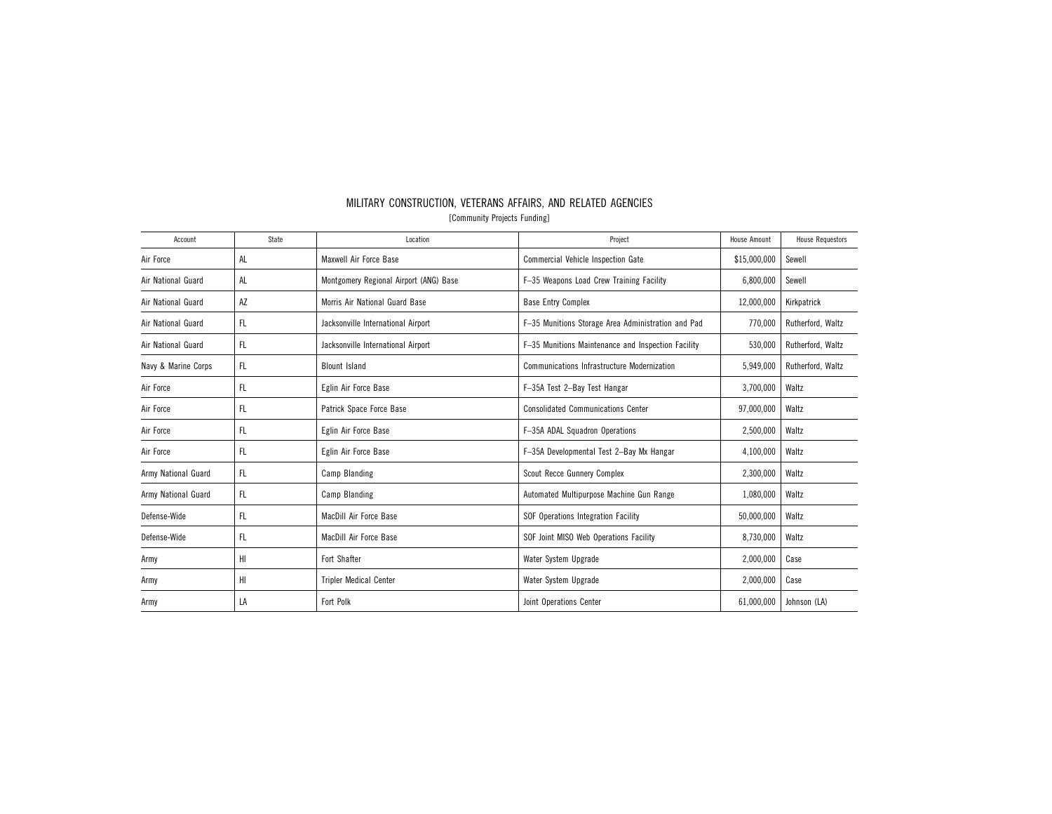# MILITARY CONSTRUCTION, VETERANS AFFAIRS, AND RELATED AGENCIES

[Community Projects Funding]

| Account | State | Location | Project | House Amount | House Requestors |
|---|---|---|---|---|---|
| Air Force | AL | Maxwell Air Force Base | Commercial Vehicle Inspection Gate | $15,000,000 | Sewell |
| Air National Guard | AL | Montgomery Regional Airport (ANG) Base | F–35 Weapons Load Crew Training Facility | 6,800,000 | Sewell |
| Air National Guard | AZ | Morris Air National Guard Base | Base Entry Complex | 12,000,000 | Kirkpatrick |
| Air National Guard | FL | Jacksonville International Airport | F–35 Munitions Storage Area Administration and Pad | 770,000 | Rutherford, Waltz |
| Air National Guard | FL | Jacksonville International Airport | F–35 Munitions Maintenance and Inspection Facility | 530,000 | Rutherford, Waltz |
| Navy & Marine Corps | FL | Blount Island | Communications Infrastructure Modernization | 5,949,000 | Rutherford, Waltz |
| Air Force | FL | Eglin Air Force Base | F–35A Test 2–Bay Test Hangar | 3,700,000 | Waltz |
| Air Force | FL | Patrick Space Force Base | Consolidated Communications Center | 97,000,000 | Waltz |
| Air Force | FL | Eglin Air Force Base | F–35A ADAL Squadron Operations | 2,500,000 | Waltz |
| Air Force | FL | Eglin Air Force Base | F–35A Developmental Test 2–Bay Mx Hangar | 4,100,000 | Waltz |
| Army National Guard | FL | Camp Blanding | Scout Recce Gunnery Complex | 2,300,000 | Waltz |
| Army National Guard | FL | Camp Blanding | Automated Multipurpose Machine Gun Range | 1,080,000 | Waltz |
| Defense-Wide | FL | MacDill Air Force Base | SOF Operations Integration Facility | 50,000,000 | Waltz |
| Defense-Wide | FL | MacDill Air Force Base | SOF Joint MISO Web Operations Facility | 8,730,000 | Waltz |
| Army | HI | Fort Shafter | Water System Upgrade | 2,000,000 | Case |
| Army | HI | Tripler Medical Center | Water System Upgrade | 2,000,000 | Case |
| Army | LA | Fort Polk | Joint Operations Center | 61,000,000 | Johnson (LA) |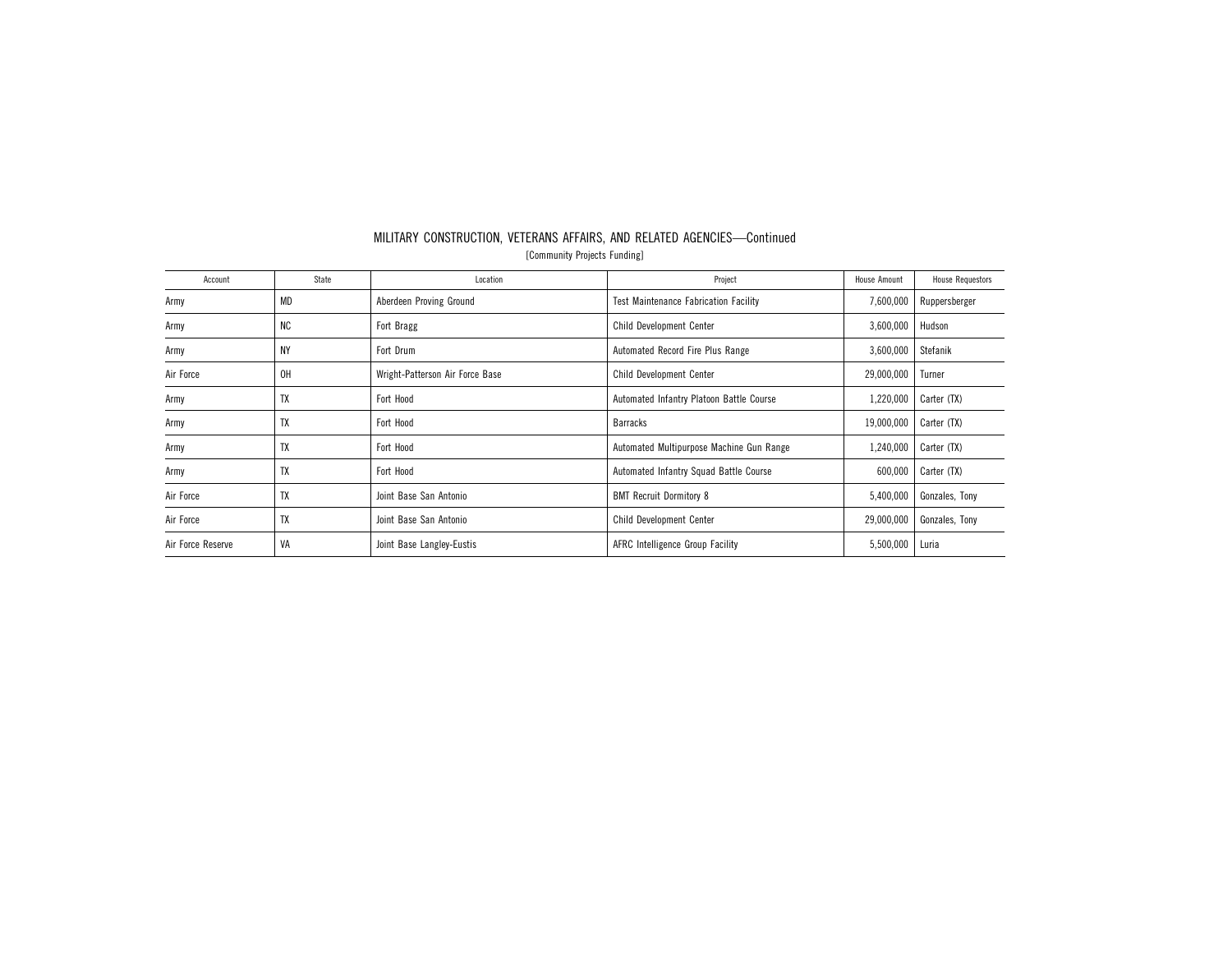MILITARY CONSTRUCTION, VETERANS AFFAIRS, AND RELATED AGENCIES—Continued

[Community Projects Funding]

| Account | State | Location | Project | House Amount | House Requestors |
|---|---|---|---|---|---|
| Army | MD | Aberdeen Proving Ground | Test Maintenance Fabrication Facility | 7,600,000 | Ruppersberger |
| Army | NC | Fort Bragg | Child Development Center | 3,600,000 | Hudson |
| Army | NY | Fort Drum | Automated Record Fire Plus Range | 3,600,000 | Stefanik |
| Air Force | OH | Wright-Patterson Air Force Base | Child Development Center | 29,000,000 | Turner |
| Army | TX | Fort Hood | Automated Infantry Platoon Battle Course | 1,220,000 | Carter (TX) |
| Army | TX | Fort Hood | Barracks | 19,000,000 | Carter (TX) |
| Army | TX | Fort Hood | Automated Multipurpose Machine Gun Range | 1,240,000 | Carter (TX) |
| Army | TX | Fort Hood | Automated Infantry Squad Battle Course | 600,000 | Carter (TX) |
| Air Force | TX | Joint Base San Antonio | BMT Recruit Dormitory 8 | 5,400,000 | Gonzales, Tony |
| Air Force | TX | Joint Base San Antonio | Child Development Center | 29,000,000 | Gonzales, Tony |
| Air Force Reserve | VA | Joint Base Langley-Eustis | AFRC Intelligence Group Facility | 5,500,000 | Luria |